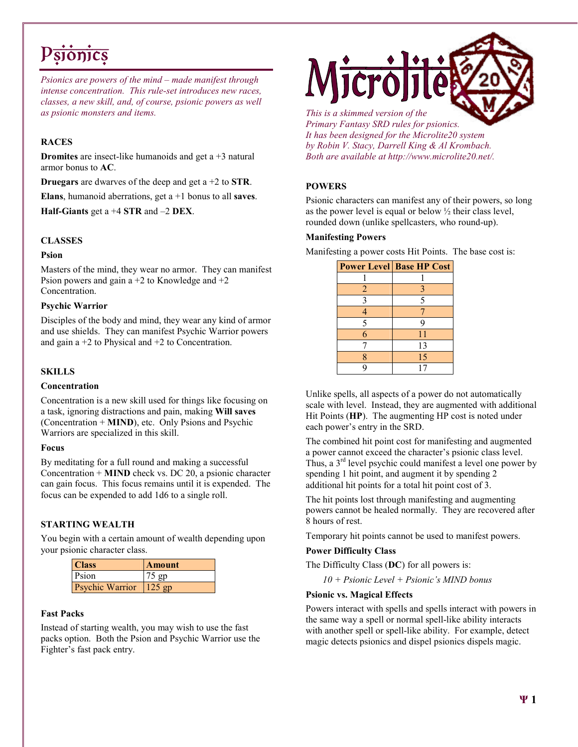# Psionics

*Psionics are powers of the mind – made manifest through intense concentration. This rule-set introduces new races, classes, a new skill, and, of course, psionic powers as well as psionic monsters and items.*

## RACES

**Dromites** are insect-like humanoids and get a +3 natural armor bonus to **AC**.

**Druegars** are dwarves of the deep and get a +2 to **STR**.

**Elans**, humanoid aberrations, get a +1 bonus to all **saves**.

**Half-Giants** get a +4 **STR** and –2 **DEX**.

## CLASSES

### Psion

Masters of the mind, they wear no armor. They can manifest Psion powers and gain a +2 to Knowledge and +2 Concentration.

### Psychic Warrior

Disciples of the body and mind, they wear any kind of armor and use shields. They can manifest Psychic Warrior powers and gain a +2 to Physical and +2 to Concentration.

## SKILLS

### Concentration

Concentration is a new skill used for things like focusing on a task, ignoring distractions and pain, making **Will saves** (Concentration + **MIND**), etc. Only Psions and Psychic Warriors are specialized in this skill.

### Focus

By meditating for a full round and making a successful Concentration + **MIND** check vs. DC 20, a psionic character can gain focus. This focus remains until it is expended. The focus can be expended to add 1d6 to a single roll.

## STARTING WEALTH

You begin with a certain amount of wealth depending upon your psionic character class.

| Class | Amount |
|---|---|
| Psion | 75 gp |
| Psychic Warrior | 125 gp |

### Fast Packs

Instead of starting wealth, you may wish to use the fast packs option. Both the Psion and Psychic Warrior use the Fighter's fast pack entry.

# Microlite

*This is a skimmed version of the Primary Fantasy SRD rules for psionics. It has been designed for the Microlite20 system by Robin V. Stacy, Darrell King & Al Krombach. Both are available at http://www.microlite20.net/.*

## POWERS

Psionic characters can manifest any of their powers, so long as the power level is equal or below ½ their class level, rounded down (unlike spellcasters, who round-up).

### Manifesting Powers

Manifesting a power costs Hit Points. The base cost is:

| Power Level | Base HP Cost |
|---|---|
| 1 | 1 |
| 2 | 3 |
| 3 | 5 |
| 4 | 7 |
| 5 | 9 |
| 6 | 11 |
| 7 | 13 |
| 8 | 15 |
| 9 | 17 |

Unlike spells, all aspects of a power do not automatically scale with level. Instead, they are augmented with additional Hit Points (**HP**). The augmenting HP cost is noted under each power's entry in the SRD.

The combined hit point cost for manifesting and augmented a power cannot exceed the character's psionic class level. Thus, a 3rd level psychic could manifest a level one power by spending 1 hit point, and augment it by spending 2 additional hit points for a total hit point cost of 3.

The hit points lost through manifesting and augmenting powers cannot be healed normally. They are recovered after 8 hours of rest.

Temporary hit points cannot be used to manifest powers.

### Power Difficulty Class

The Difficulty Class (**DC**) for all powers is:

*10 + Psionic Level + Psionic's MIND bonus*

### Psionic vs. Magical Effects

Powers interact with spells and spells interact with powers in the same way a spell or normal spell-like ability interacts with another spell or spell-like ability. For example, detect magic detects psionics and dispel psionics dispels magic.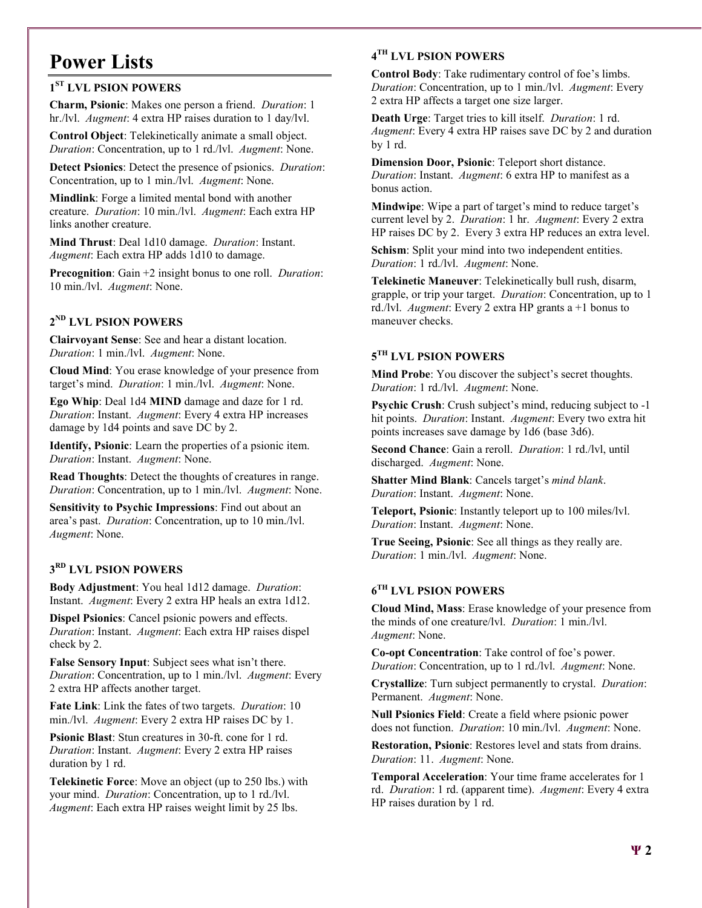# Power Lists

### 1ST LVL PSION POWERS

**Charm, Psionic**: Makes one person a friend. *Duration*: 1 hr./lvl. *Augment*: 4 extra HP raises duration to 1 day/lvl.

**Control Object**: Telekinetically animate a small object. *Duration*: Concentration, up to 1 rd./lvl. *Augment*: None.

**Detect Psionics**: Detect the presence of psionics. *Duration*: Concentration, up to 1 min./lvl. *Augment*: None.

**Mindlink**: Forge a limited mental bond with another creature. *Duration*: 10 min./lvl. *Augment*: Each extra HP links another creature.

**Mind Thrust**: Deal 1d10 damage. *Duration*: Instant. *Augment*: Each extra HP adds 1d10 to damage.

**Precognition**: Gain +2 insight bonus to one roll. *Duration*: 10 min./lvl. *Augment*: None.

### 2ND LVL PSION POWERS

**Clairvoyant Sense**: See and hear a distant location. *Duration*: 1 min./lvl. *Augment*: None.

**Cloud Mind**: You erase knowledge of your presence from target's mind. *Duration*: 1 min./lvl. *Augment*: None.

**Ego Whip**: Deal 1d4 **MIND** damage and daze for 1 rd. *Duration*: Instant. *Augment*: Every 4 extra HP increases damage by 1d4 points and save DC by 2.

**Identify, Psionic**: Learn the properties of a psionic item. *Duration*: Instant. *Augment*: None.

**Read Thoughts**: Detect the thoughts of creatures in range. *Duration*: Concentration, up to 1 min./lvl. *Augment*: None.

**Sensitivity to Psychic Impressions**: Find out about an area's past. *Duration*: Concentration, up to 10 min./lvl. *Augment*: None.

### 3RD LVL PSION POWERS

**Body Adjustment**: You heal 1d12 damage. *Duration*: Instant. *Augment*: Every 2 extra HP heals an extra 1d12.

**Dispel Psionics**: Cancel psionic powers and effects. *Duration*: Instant. *Augment*: Each extra HP raises dispel check by 2.

**False Sensory Input**: Subject sees what isn't there. *Duration*: Concentration, up to 1 min./lvl. *Augment*: Every 2 extra HP affects another target.

**Fate Link**: Link the fates of two targets. *Duration*: 10 min./lvl. *Augment*: Every 2 extra HP raises DC by 1.

**Psionic Blast**: Stun creatures in 30-ft. cone for 1 rd. *Duration*: Instant. *Augment*: Every 2 extra HP raises duration by 1 rd.

**Telekinetic Force**: Move an object (up to 250 lbs.) with your mind. *Duration*: Concentration, up to 1 rd./lvl. *Augment*: Each extra HP raises weight limit by 25 lbs.

### 4TH LVL PSION POWERS

**Control Body**: Take rudimentary control of foe's limbs. *Duration*: Concentration, up to 1 min./lvl. *Augment*: Every 2 extra HP affects a target one size larger.

**Death Urge**: Target tries to kill itself. *Duration*: 1 rd. *Augment*: Every 4 extra HP raises save DC by 2 and duration by 1 rd.

**Dimension Door, Psionic**: Teleport short distance. *Duration*: Instant. *Augment*: 6 extra HP to manifest as a bonus action.

**Mindwipe**: Wipe a part of target's mind to reduce target's current level by 2. *Duration*: 1 hr. *Augment*: Every 2 extra HP raises DC by 2. Every 3 extra HP reduces an extra level.

**Schism**: Split your mind into two independent entities. *Duration*: 1 rd./lvl. *Augment*: None.

**Telekinetic Maneuver**: Telekinetically bull rush, disarm, grapple, or trip your target. *Duration*: Concentration, up to 1 rd./lvl. *Augment*: Every 2 extra HP grants a +1 bonus to maneuver checks.

### 5TH LVL PSION POWERS

**Mind Probe**: You discover the subject's secret thoughts. *Duration*: 1 rd./lvl. *Augment*: None.

**Psychic Crush**: Crush subject's mind, reducing subject to -1 hit points. *Duration*: Instant. *Augment*: Every two extra hit points increases save damage by 1d6 (base 3d6).

**Second Chance**: Gain a reroll. *Duration*: 1 rd./lvl, until discharged. *Augment*: None.

**Shatter Mind Blank**: Cancels target's *mind blank*. *Duration*: Instant. *Augment*: None.

**Teleport, Psionic**: Instantly teleport up to 100 miles/lvl. *Duration*: Instant. *Augment*: None.

**True Seeing, Psionic**: See all things as they really are. *Duration*: 1 min./lvl. *Augment*: None.

### 6TH LVL PSION POWERS

**Cloud Mind, Mass**: Erase knowledge of your presence from the minds of one creature/lvl. *Duration*: 1 min./lvl. *Augment*: None.

**Co-opt Concentration**: Take control of foe's power. *Duration*: Concentration, up to 1 rd./lvl. *Augment*: None.

**Crystallize**: Turn subject permanently to crystal. *Duration*: Permanent. *Augment*: None.

**Null Psionics Field**: Create a field where psionic power does not function. *Duration*: 10 min./lvl. *Augment*: None.

**Restoration, Psionic**: Restores level and stats from drains. *Duration*: 11. *Augment*: None.

**Temporal Acceleration**: Your time frame accelerates for 1 rd. *Duration*: 1 rd. (apparent time). *Augment*: Every 4 extra HP raises duration by 1 rd.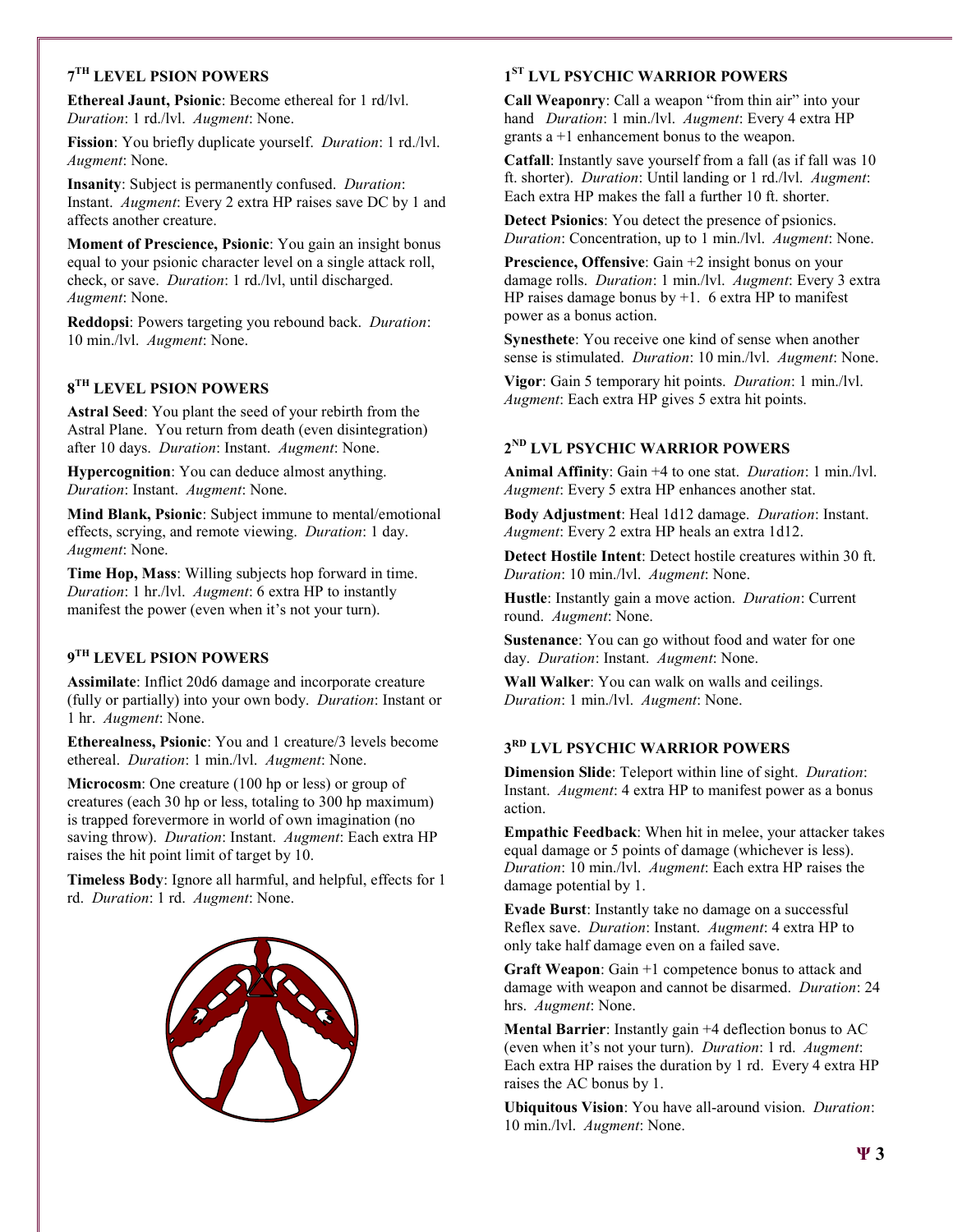## 7TH LEVEL PSION POWERS

**Ethereal Jaunt, Psionic**: Become ethereal for 1 rd/lvl. *Duration*: 1 rd./lvl. *Augment*: None.

**Fission**: You briefly duplicate yourself. *Duration*: 1 rd./lvl. *Augment*: None.

**Insanity**: Subject is permanently confused. *Duration*: Instant. *Augment*: Every 2 extra HP raises save DC by 1 and affects another creature.

**Moment of Prescience, Psionic**: You gain an insight bonus equal to your psionic character level on a single attack roll, check, or save. *Duration*: 1 rd./lvl, until discharged. *Augment*: None.

**Reddopsi**: Powers targeting you rebound back. *Duration*: 10 min./lvl. *Augment*: None.

## 8TH LEVEL PSION POWERS

**Astral Seed**: You plant the seed of your rebirth from the Astral Plane. You return from death (even disintegration) after 10 days. *Duration*: Instant. *Augment*: None.

**Hypercognition**: You can deduce almost anything. *Duration*: Instant. *Augment*: None.

**Mind Blank, Psionic**: Subject immune to mental/emotional effects, scrying, and remote viewing. *Duration*: 1 day. *Augment*: None.

**Time Hop, Mass**: Willing subjects hop forward in time. *Duration*: 1 hr./lvl. *Augment*: 6 extra HP to instantly manifest the power (even when it's not your turn).

## 9TH LEVEL PSION POWERS

**Assimilate**: Inflict 20d6 damage and incorporate creature (fully or partially) into your own body. *Duration*: Instant or 1 hr. *Augment*: None.

**Etherealness, Psionic**: You and 1 creature/3 levels become ethereal. *Duration*: 1 min./lvl. *Augment*: None.

**Microcosm**: One creature (100 hp or less) or group of creatures (each 30 hp or less, totaling to 300 hp maximum) is trapped forevermore in world of own imagination (no saving throw). *Duration*: Instant. *Augment*: Each extra HP raises the hit point limit of target by 10.

**Timeless Body**: Ignore all harmful, and helpful, effects for 1 rd. *Duration*: 1 rd. *Augment*: None.

## 1ST LVL PSYCHIC WARRIOR POWERS

**Call Weaponry**: Call a weapon "from thin air" into your hand *Duration*: 1 min./lvl. *Augment*: Every 4 extra HP grants a +1 enhancement bonus to the weapon.

**Catfall**: Instantly save yourself from a fall (as if fall was 10 ft. shorter). *Duration*: Until landing or 1 rd./lvl. *Augment*: Each extra HP makes the fall a further 10 ft. shorter.

**Detect Psionics**: You detect the presence of psionics. *Duration*: Concentration, up to 1 min./lvl. *Augment*: None.

**Prescience, Offensive**: Gain +2 insight bonus on your damage rolls. *Duration*: 1 min./lvl. *Augment*: Every 3 extra HP raises damage bonus by +1. 6 extra HP to manifest power as a bonus action.

**Synesthete**: You receive one kind of sense when another sense is stimulated. *Duration*: 10 min./lvl. *Augment*: None.

**Vigor**: Gain 5 temporary hit points. *Duration*: 1 min./lvl. *Augment*: Each extra HP gives 5 extra hit points.

## 2ND LVL PSYCHIC WARRIOR POWERS

**Animal Affinity**: Gain +4 to one stat. *Duration*: 1 min./lvl. *Augment*: Every 5 extra HP enhances another stat.

**Body Adjustment**: Heal 1d12 damage. *Duration*: Instant. *Augment*: Every 2 extra HP heals an extra 1d12.

**Detect Hostile Intent**: Detect hostile creatures within 30 ft. *Duration*: 10 min./lvl. *Augment*: None.

**Hustle**: Instantly gain a move action. *Duration*: Current round. *Augment*: None.

**Sustenance**: You can go without food and water for one day. *Duration*: Instant. *Augment*: None.

**Wall Walker**: You can walk on walls and ceilings. *Duration*: 1 min./lvl. *Augment*: None.

## 3RD LVL PSYCHIC WARRIOR POWERS

**Dimension Slide**: Teleport within line of sight. *Duration*: Instant. *Augment*: 4 extra HP to manifest power as a bonus action.

**Empathic Feedback**: When hit in melee, your attacker takes equal damage or 5 points of damage (whichever is less). *Duration*: 10 min./lvl. *Augment*: Each extra HP raises the damage potential by 1.

**Evade Burst**: Instantly take no damage on a successful Reflex save. *Duration*: Instant. *Augment*: 4 extra HP to only take half damage even on a failed save.

**Graft Weapon**: Gain +1 competence bonus to attack and damage with weapon and cannot be disarmed. *Duration*: 24 hrs. *Augment*: None.

**Mental Barrier**: Instantly gain +4 deflection bonus to AC (even when it's not your turn). *Duration*: 1 rd. *Augment*: Each extra HP raises the duration by 1 rd. Every 4 extra HP raises the AC bonus by 1.

**Ubiquitous Vision**: You have all-around vision. *Duration*: 10 min./lvl. *Augment*: None.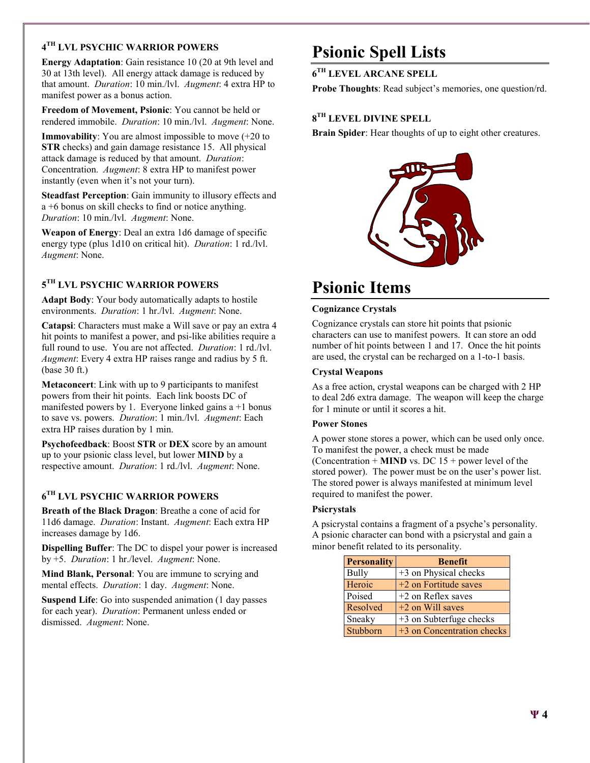### 4TH LVL PSYCHIC WARRIOR POWERS

**Energy Adaptation**: Gain resistance 10 (20 at 9th level and 30 at 13th level). All energy attack damage is reduced by that amount. *Duration*: 10 min./lvl. *Augment*: 4 extra HP to manifest power as a bonus action.

**Freedom of Movement, Psionic**: You cannot be held or rendered immobile. *Duration*: 10 min./lvl. *Augment*: None.

**Immovability**: You are almost impossible to move (+20 to **STR** checks) and gain damage resistance 15. All physical attack damage is reduced by that amount. *Duration*: Concentration. *Augment*: 8 extra HP to manifest power instantly (even when it's not your turn).

**Steadfast Perception**: Gain immunity to illusory effects and a +6 bonus on skill checks to find or notice anything. *Duration*: 10 min./lvl. *Augment*: None.

**Weapon of Energy**: Deal an extra 1d6 damage of specific energy type (plus 1d10 on critical hit). *Duration*: 1 rd./lvl. *Augment*: None.

### 5TH LVL PSYCHIC WARRIOR POWERS

**Adapt Body**: Your body automatically adapts to hostile environments. *Duration*: 1 hr./lvl. *Augment*: None.

**Catapsi**: Characters must make a Will save or pay an extra 4 hit points to manifest a power, and psi-like abilities require a full round to use. You are not affected. *Duration*: 1 rd./lvl. *Augment*: Every 4 extra HP raises range and radius by 5 ft. (base 30 ft.)

**Metaconcert**: Link with up to 9 participants to manifest powers from their hit points. Each link boosts DC of manifested powers by 1. Everyone linked gains a +1 bonus to save vs. powers. *Duration*: 1 min./lvl. *Augment*: Each extra HP raises duration by 1 min.

**Psychofeedback**: Boost **STR** or **DEX** score by an amount up to your psionic class level, but lower **MIND** by a respective amount. *Duration*: 1 rd./lvl. *Augment*: None.

### 6TH LVL PSYCHIC WARRIOR POWERS

**Breath of the Black Dragon**: Breathe a cone of acid for 11d6 damage. *Duration*: Instant. *Augment*: Each extra HP increases damage by 1d6.

**Dispelling Buffer**: The DC to dispel your power is increased by +5. *Duration*: 1 hr./level. *Augment*: None.

**Mind Blank, Personal**: You are immune to scrying and mental effects. *Duration*: 1 day. *Augment*: None.

**Suspend Life**: Go into suspended animation (1 day passes for each year). *Duration*: Permanent unless ended or dismissed. *Augment*: None.

# Psionic Spell Lists

### 6TH LEVEL ARCANE SPELL

**Probe Thoughts**: Read subject's memories, one question/rd.

### 8TH LEVEL DIVINE SPELL

**Brain Spider**: Hear thoughts of up to eight other creatures.

# Psionic Items

**Cognizance Crystals**

Cognizance crystals can store hit points that psionic characters can use to manifest powers. It can store an odd number of hit points between 1 and 17. Once the hit points are used, the crystal can be recharged on a 1-to-1 basis.

**Crystal Weapons**

As a free action, crystal weapons can be charged with 2 HP to deal 2d6 extra damage. The weapon will keep the charge for 1 minute or until it scores a hit.

**Power Stones**

A power stone stores a power, which can be used only once. To manifest the power, a check must be made (Concentration + **MIND** vs. DC 15 + power level of the stored power). The power must be on the user's power list. The stored power is always manifested at minimum level required to manifest the power.

**Psicrystals**

A psicrystal contains a fragment of a psyche's personality. A psionic character can bond with a psicrystal and gain a minor benefit related to its personality.

| Personality | Benefit |
| --- | --- |
| Bully | +3 on Physical checks |
| Heroic | +2 on Fortitude saves |
| Poised | +2 on Reflex saves |
| Resolved | +2 on Will saves |
| Sneaky | +3 on Subterfuge checks |
| Stubborn | +3 on Concentration checks |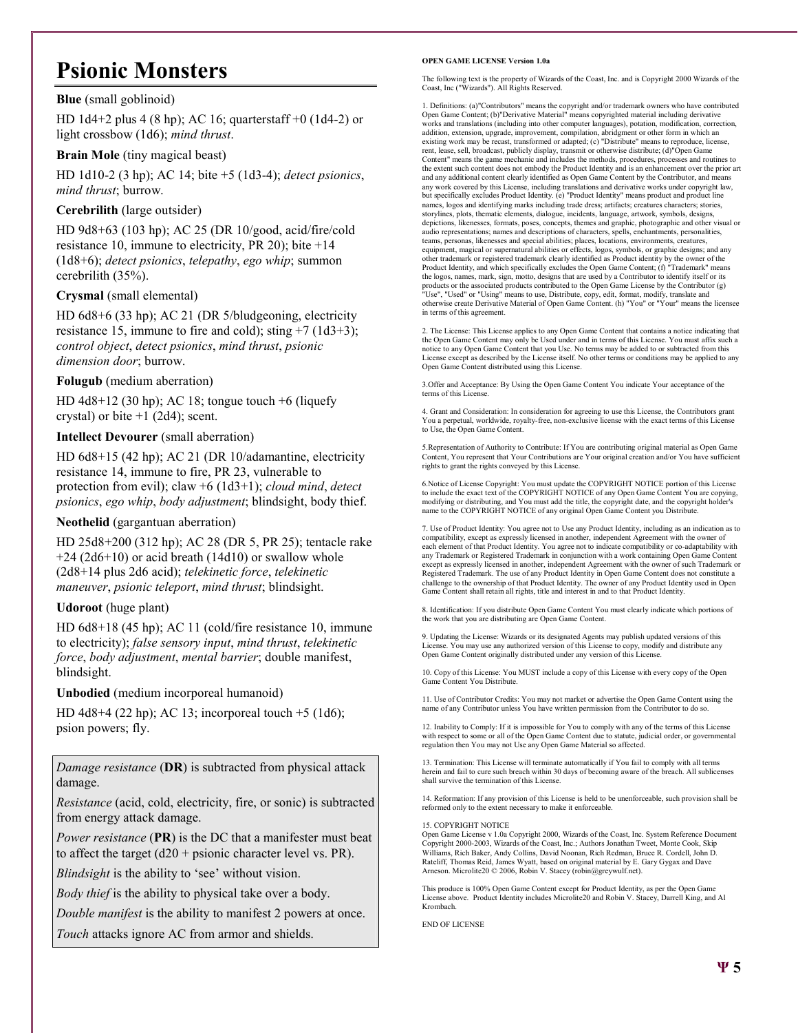# Psionic Monsters

**Blue** (small goblinoid)

HD 1d4+2 plus 4 (8 hp); AC 16; quarterstaff +0 (1d4-2) or light crossbow (1d6); *mind thrust*.

**Brain Mole** (tiny magical beast)

HD 1d10-2 (3 hp); AC 14; bite +5 (1d3-4); *detect psionics*, *mind thrust*; burrow.

**Cerebrilith** (large outsider)

HD 9d8+63 (103 hp); AC 25 (DR 10/good, acid/fire/cold resistance 10, immune to electricity, PR 20); bite +14 (1d8+6); *detect psionics*, *telepathy*, *ego whip*; summon cerebrilith (35%).

**Crysmal** (small elemental)

HD 6d8+6 (33 hp); AC 21 (DR 5/bludgeoning, electricity resistance 15, immune to fire and cold); sting +7 (1d3+3); *control object*, *detect psionics*, *mind thrust*, *psionic dimension door*; burrow.

**Folugub** (medium aberration)

HD 4d8+12 (30 hp); AC 18; tongue touch +6 (liquefy crystal) or bite +1 (2d4); scent.

**Intellect Devourer** (small aberration)

HD 6d8+15 (42 hp); AC 21 (DR 10/adamantine, electricity resistance 14, immune to fire, PR 23, vulnerable to protection from evil); claw +6 (1d3+1); *cloud mind*, *detect psionics*, *ego whip*, *body adjustment*; blindsight, body thief.

**Neothelid** (gargantuan aberration)

HD 25d8+200 (312 hp); AC 28 (DR 5, PR 25); tentacle rake +24 (2d6+10) or acid breath (14d10) or swallow whole (2d8+14 plus 2d6 acid); *telekinetic force*, *telekinetic maneuver*, *psionic teleport*, *mind thrust*; blindsight.

**Udoroot** (huge plant)

HD 6d8+18 (45 hp); AC 11 (cold/fire resistance 10, immune to electricity); *false sensory input*, *mind thrust*, *telekinetic force*, *body adjustment*, *mental barrier*; double manifest, blindsight.

**Unbodied** (medium incorporeal humanoid)

HD 4d8+4 (22 hp); AC 13; incorporeal touch +5 (1d6); psion powers; fly.

*Damage resistance* (**DR**) is subtracted from physical attack damage.

*Resistance* (acid, cold, electricity, fire, or sonic) is subtracted from energy attack damage.

*Power resistance* (**PR**) is the DC that a manifester must beat to affect the target (d20 + psionic character level vs. PR).

*Blindsight* is the ability to 'see' without vision.

*Body thief* is the ability to physical take over a body.

*Double manifest* is the ability to manifest 2 powers at once.

*Touch* attacks ignore AC from armor and shields.

**OPEN GAME LICENSE Version 1.0a**

The following text is the property of Wizards of the Coast, Inc. and is Copyright 2000 Wizards of the Coast, Inc ("Wizards"). All Rights Reserved.

1. Definitions: (a)"Contributors" means the copyright and/or trademark owners who have contributed Open Game Content; (b)"Derivative Material" means copyrighted material including derivative works and translations (including into other computer languages), potation, modification, correction, addition, extension, upgrade, improvement, compilation, abridgment or other form in which an existing work may be recast, transformed or adapted; (c) "Distribute" means to reproduce, license, rent, lease, sell, broadcast, publicly display, transmit or otherwise distribute; (d)"Open Game Content" means the game mechanic and includes the methods, procedures, processes and routines to the extent such content does not embody the Product Identity and is an enhancement over the prior art and any additional content clearly identified as Open Game Content by the Contributor, and means any work covered by this License, including translations and derivative works under copyright law, but specifically excludes Product Identity. (e) "Product Identity" means product and product line names, logos and identifying marks including trade dress; artifacts; creatures characters; stories, storylines, plots, thematic elements, dialogue, incidents, language, artwork, symbols, designs, depictions, likenesses, formats, poses, concepts, themes and graphic, photographic and other visual or audio representations; names and descriptions of characters, spells, enchantments, personalities, teams, personas, likenesses and special abilities; places, locations, environments, creatures, equipment, magical or supernatural abilities or effects, logos, symbols, or graphic designs; and any other trademark or registered trademark clearly identified as Product identity by the owner of the Product Identity, and which specifically excludes the Open Game Content; (f) "Trademark" means the logos, names, mark, sign, motto, designs that are used by a Contributor to identify itself or its products or the associated products contributed to the Open Game License by the Contributor (g) "Use", "Used" or "Using" means to use, Distribute, copy, edit, format, modify, translate and otherwise create Derivative Material of Open Game Content. (h) "You" or "Your" means the licensee in terms of this agreement.

2. The License: This License applies to any Open Game Content that contains a notice indicating that the Open Game Content may only be Used under and in terms of this License. You must affix such a notice to any Open Game Content that you Use. No terms may be added to or subtracted from this License except as described by the License itself. No other terms or conditions may be applied to any Open Game Content distributed using this License.

3.Offer and Acceptance: By Using the Open Game Content You indicate Your acceptance of the terms of this License.

4. Grant and Consideration: In consideration for agreeing to use this License, the Contributors grant You a perpetual, worldwide, royalty-free, non-exclusive license with the exact terms of this License to Use, the Open Game Content.

5.Representation of Authority to Contribute: If You are contributing original material as Open Game Content, You represent that Your Contributions are Your original creation and/or You have sufficient rights to grant the rights conveyed by this License.

6.Notice of License Copyright: You must update the COPYRIGHT NOTICE portion of this License to include the exact text of the COPYRIGHT NOTICE of any Open Game Content You are copying, modifying or distributing, and You must add the title, the copyright date, and the copyright holder's name to the COPYRIGHT NOTICE of any original Open Game Content you Distribute.

7. Use of Product Identity: You agree not to Use any Product Identity, including as an indication as to compatibility, except as expressly licensed in another, independent Agreement with the owner of each element of that Product Identity. You agree not to indicate compatibility or co-adaptability with any Trademark or Registered Trademark in conjunction with a work containing Open Game Content except as expressly licensed in another, independent Agreement with the owner of such Trademark or Registered Trademark. The use of any Product Identity in Open Game Content does not constitute a challenge to the ownership of that Product Identity. The owner of any Product Identity used in Open Game Content shall retain all rights, title and interest in and to that Product Identity.

8. Identification: If you distribute Open Game Content You must clearly indicate which portions of the work that you are distributing are Open Game Content.

9. Updating the License: Wizards or its designated Agents may publish updated versions of this License. You may use any authorized version of this License to copy, modify and distribute any Open Game Content originally distributed under any version of this License.

10. Copy of this License: You MUST include a copy of this License with every copy of the Open Game Content You Distribute.

11. Use of Contributor Credits: You may not market or advertise the Open Game Content using the name of any Contributor unless You have written permission from the Contributor to do so.

12. Inability to Comply: If it is impossible for You to comply with any of the terms of this License with respect to some or all of the Open Game Content due to statute, judicial order, or governmental regulation then You may not Use any Open Game Material so affected.

13. Termination: This License will terminate automatically if You fail to comply with all terms herein and fail to cure such breach within 30 days of becoming aware of the breach. All sublicenses shall survive the termination of this License.

14. Reformation: If any provision of this License is held to be unenforceable, such provision shall be reformed only to the extent necessary to make it enforceable.

15. COPYRIGHT NOTICE
Open Game License v 1.0a Copyright 2000, Wizards of the Coast, Inc. System Reference Document Copyright 2000-2003, Wizards of the Coast, Inc.; Authors Jonathan Tweet, Monte Cook, Skip Williams, Rich Baker, Andy Collins, David Noonan, Rich Redman, Bruce R. Cordell, John D. Rateliff, Thomas Reid, James Wyatt, based on original material by E. Gary Gygax and Dave Arneson. Microlite20 © 2006, Robin V. Stacey (robin@greywulf.net).

This produce is 100% Open Game Content except for Product Identity, as per the Open Game License above. Product Identity includes Microlite20 and Robin V. Stacey, Darrell King, and Al Krombach.

END OF LICENSE